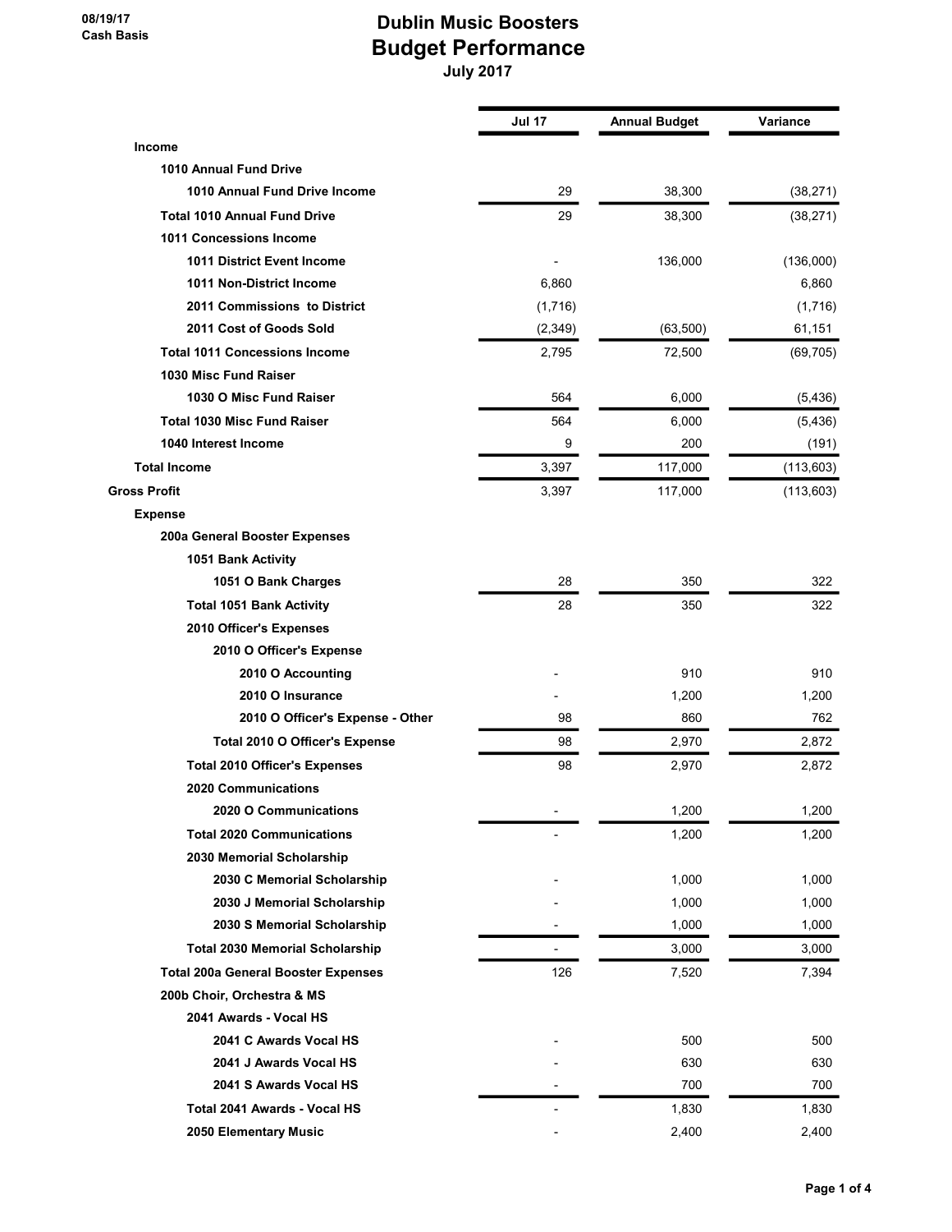08/19/17
Cash Basis

# Dublin Music Boosters
## Budget Performance
### July 2017

| | Jul 17 | Annual Budget | Variance |
|---|---|---|---|
| **Income** | | | |
| **1010 Annual Fund Drive** | | | |
| **1010 Annual Fund Drive Income** | 29 | 38,300 | (38,271) |
| **Total 1010 Annual Fund Drive** | 29 | 38,300 | (38,271) |
| **1011 Concessions Income** | | | |
| **1011 District Event Income** | - | 136,000 | (136,000) |
| **1011 Non-District Income** | 6,860 | | 6,860 |
| **2011 Commissions to District** | (1,716) | | (1,716) |
| **2011 Cost of Goods Sold** | (2,349) | (63,500) | 61,151 |
| **Total 1011 Concessions Income** | 2,795 | 72,500 | (69,705) |
| **1030 Misc Fund Raiser** | | | |
| **1030 O Misc Fund Raiser** | 564 | 6,000 | (5,436) |
| **Total 1030 Misc Fund Raiser** | 564 | 6,000 | (5,436) |
| **1040 Interest Income** | 9 | 200 | (191) |
| **Total Income** | 3,397 | 117,000 | (113,603) |
| **Gross Profit** | 3,397 | 117,000 | (113,603) |
| **Expense** | | | |
| **200a General Booster Expenses** | | | |
| **1051 Bank Activity** | | | |
| **1051 O Bank Charges** | 28 | 350 | 322 |
| **Total 1051 Bank Activity** | 28 | 350 | 322 |
| **2010 Officer's Expenses** | | | |
| **2010 O Officer's Expense** | | | |
| **2010 O Accounting** | - | 910 | 910 |
| **2010 O Insurance** | - | 1,200 | 1,200 |
| **2010 O Officer's Expense - Other** | 98 | 860 | 762 |
| **Total 2010 O Officer's Expense** | 98 | 2,970 | 2,872 |
| **Total 2010 Officer's Expenses** | 98 | 2,970 | 2,872 |
| **2020 Communications** | | | |
| **2020 O Communications** | - | 1,200 | 1,200 |
| **Total 2020 Communications** | - | 1,200 | 1,200 |
| **2030 Memorial Scholarship** | | | |
| **2030 C Memorial Scholarship** | - | 1,000 | 1,000 |
| **2030 J Memorial Scholarship** | - | 1,000 | 1,000 |
| **2030 S Memorial Scholarship** | - | 1,000 | 1,000 |
| **Total 2030 Memorial Scholarship** | - | 3,000 | 3,000 |
| **Total 200a General Booster Expenses** | 126 | 7,520 | 7,394 |
| **200b Choir, Orchestra & MS** | | | |
| **2041 Awards - Vocal HS** | | | |
| **2041 C Awards Vocal HS** | - | 500 | 500 |
| **2041 J Awards Vocal HS** | - | 630 | 630 |
| **2041 S Awards Vocal HS** | - | 700 | 700 |
| **Total 2041 Awards - Vocal HS** | - | 1,830 | 1,830 |
| **2050 Elementary Music** | - | 2,400 | 2,400 |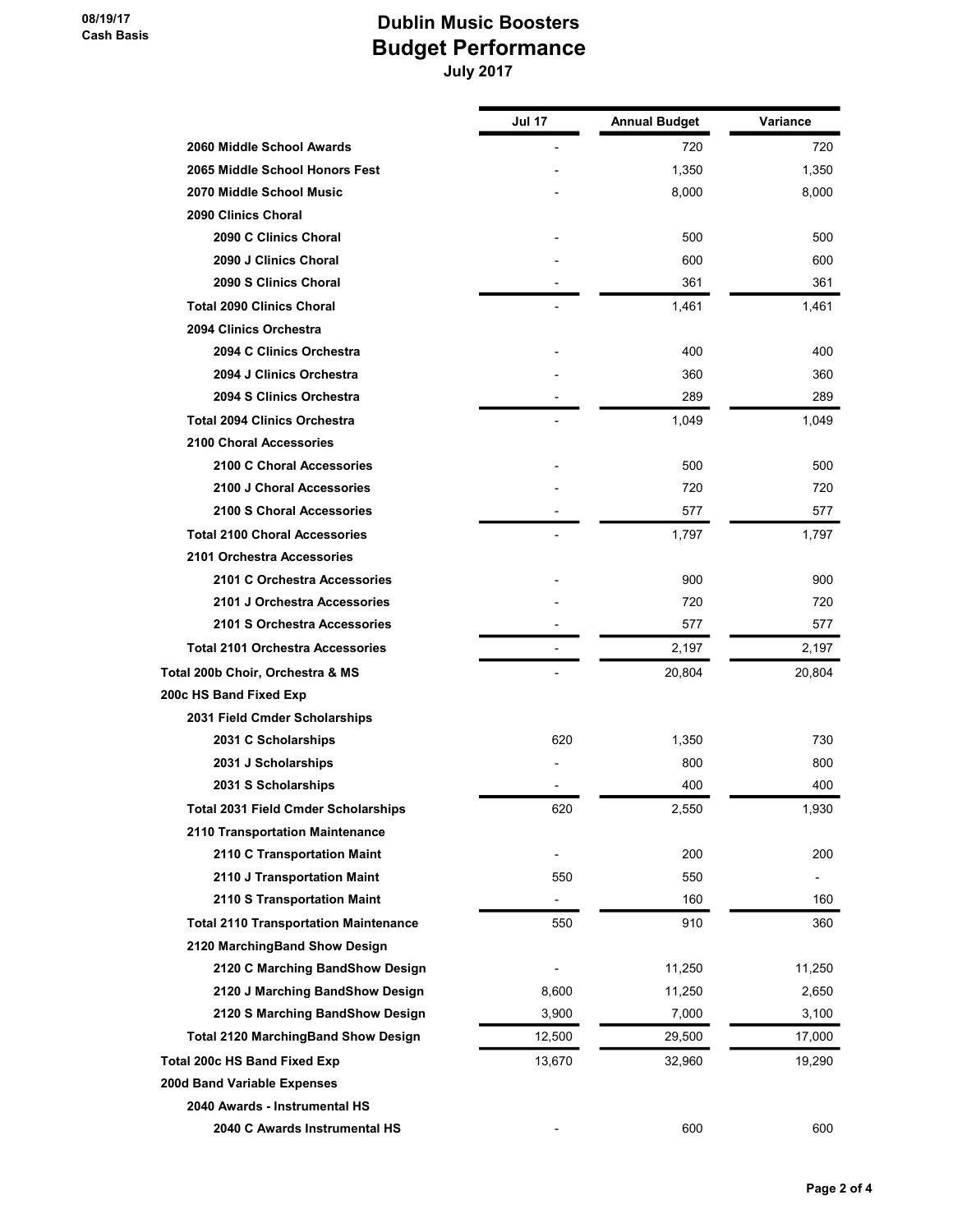# Dublin Music Boosters
## Budget Performance
### July 2017

08/19/17
Cash Basis

| | Jul 17 | Annual Budget | Variance |
|---|---|---|---|
| 2060 Middle School Awards | - | 720 | 720 |
| 2065 Middle School Honors Fest | - | 1,350 | 1,350 |
| 2070 Middle School Music | - | 8,000 | 8,000 |
| 2090 Clinics Choral | | | |
| 2090 C Clinics Choral | - | 500 | 500 |
| 2090 J Clinics Choral | - | 600 | 600 |
| 2090 S Clinics Choral | - | 361 | 361 |
| Total 2090 Clinics Choral | - | 1,461 | 1,461 |
| 2094 Clinics Orchestra | | | |
| 2094 C Clinics Orchestra | - | 400 | 400 |
| 2094 J Clinics Orchestra | - | 360 | 360 |
| 2094 S Clinics Orchestra | - | 289 | 289 |
| Total 2094 Clinics Orchestra | - | 1,049 | 1,049 |
| 2100 Choral Accessories | | | |
| 2100 C Choral Accessories | - | 500 | 500 |
| 2100 J Choral Accessories | - | 720 | 720 |
| 2100 S Choral Accessories | - | 577 | 577 |
| Total 2100 Choral Accessories | - | 1,797 | 1,797 |
| 2101 Orchestra Accessories | | | |
| 2101 C Orchestra Accessories | - | 900 | 900 |
| 2101 J Orchestra Accessories | - | 720 | 720 |
| 2101 S Orchestra Accessories | - | 577 | 577 |
| Total 2101 Orchestra Accessories | - | 2,197 | 2,197 |
| Total 200b Choir, Orchestra & MS | - | 20,804 | 20,804 |
| 200c HS Band Fixed Exp | | | |
| 2031 Field Cmder Scholarships | | | |
| 2031 C Scholarships | 620 | 1,350 | 730 |
| 2031 J Scholarships | - | 800 | 800 |
| 2031 S Scholarships | - | 400 | 400 |
| Total 2031 Field Cmder Scholarships | 620 | 2,550 | 1,930 |
| 2110 Transportation Maintenance | | | |
| 2110 C Transportation Maint | - | 200 | 200 |
| 2110 J Transportation Maint | 550 | 550 | - |
| 2110 S Transportation Maint | - | 160 | 160 |
| Total 2110 Transportation Maintenance | 550 | 910 | 360 |
| 2120 MarchingBand Show Design | | | |
| 2120 C Marching BandShow Design | - | 11,250 | 11,250 |
| 2120 J Marching BandShow Design | 8,600 | 11,250 | 2,650 |
| 2120 S Marching BandShow Design | 3,900 | 7,000 | 3,100 |
| Total 2120 MarchingBand Show Design | 12,500 | 29,500 | 17,000 |
| Total 200c HS Band Fixed Exp | 13,670 | 32,960 | 19,290 |
| 200d Band Variable Expenses | | | |
| 2040 Awards - Instrumental HS | | | |
| 2040 C Awards Instrumental HS | - | 600 | 600 |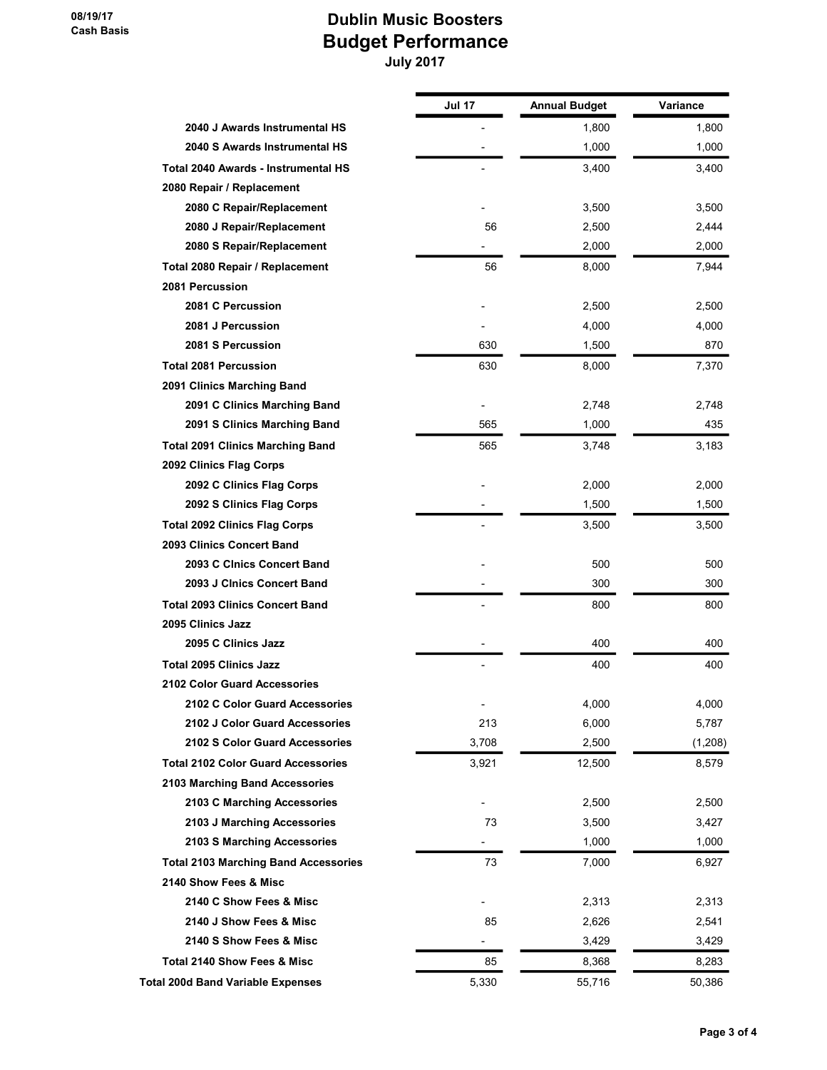08/19/17
Cash Basis

# Dublin Music Boosters
## Budget Performance
### July 2017

| | Jul 17 | Annual Budget | Variance |
|---|---|---|---|
| 2040 J Awards Instrumental HS | - | 1,800 | 1,800 |
| 2040 S Awards Instrumental HS | - | 1,000 | 1,000 |
| Total 2040 Awards - Instrumental HS | - | 3,400 | 3,400 |
| 2080 Repair / Replacement | | | |
| 2080 C Repair/Replacement | - | 3,500 | 3,500 |
| 2080 J Repair/Replacement | 56 | 2,500 | 2,444 |
| 2080 S Repair/Replacement | - | 2,000 | 2,000 |
| Total 2080 Repair / Replacement | 56 | 8,000 | 7,944 |
| 2081 Percussion | | | |
| 2081 C Percussion | - | 2,500 | 2,500 |
| 2081 J Percussion | - | 4,000 | 4,000 |
| 2081 S Percussion | 630 | 1,500 | 870 |
| Total 2081 Percussion | 630 | 8,000 | 7,370 |
| 2091 Clinics Marching Band | | | |
| 2091 C Clinics Marching Band | - | 2,748 | 2,748 |
| 2091 S Clinics Marching Band | 565 | 1,000 | 435 |
| Total 2091 Clinics Marching Band | 565 | 3,748 | 3,183 |
| 2092 Clinics Flag Corps | | | |
| 2092 C Clinics Flag Corps | - | 2,000 | 2,000 |
| 2092 S Clinics Flag Corps | - | 1,500 | 1,500 |
| Total 2092 Clinics Flag Corps | - | 3,500 | 3,500 |
| 2093 Clinics Concert Band | | | |
| 2093 C Clnics Concert Band | - | 500 | 500 |
| 2093 J Clnics Concert Band | - | 300 | 300 |
| Total 2093 Clinics Concert Band | - | 800 | 800 |
| 2095 Clinics Jazz | | | |
| 2095 C Clinics Jazz | - | 400 | 400 |
| Total 2095 Clinics Jazz | - | 400 | 400 |
| 2102 Color Guard Accessories | | | |
| 2102 C Color Guard Accessories | - | 4,000 | 4,000 |
| 2102 J Color Guard Accessories | 213 | 6,000 | 5,787 |
| 2102 S Color Guard Accessories | 3,708 | 2,500 | (1,208) |
| Total 2102 Color Guard Accessories | 3,921 | 12,500 | 8,579 |
| 2103 Marching Band Accessories | | | |
| 2103 C Marching Accessories | - | 2,500 | 2,500 |
| 2103 J Marching Accessories | 73 | 3,500 | 3,427 |
| 2103 S Marching Accessories | - | 1,000 | 1,000 |
| Total 2103 Marching Band Accessories | 73 | 7,000 | 6,927 |
| 2140 Show Fees & Misc | | | |
| 2140 C Show Fees & Misc | - | 2,313 | 2,313 |
| 2140 J Show Fees & Misc | 85 | 2,626 | 2,541 |
| 2140 S Show Fees & Misc | - | 3,429 | 3,429 |
| Total 2140 Show Fees & Misc | 85 | 8,368 | 8,283 |
| Total 200d Band Variable Expenses | 5,330 | 55,716 | 50,386 |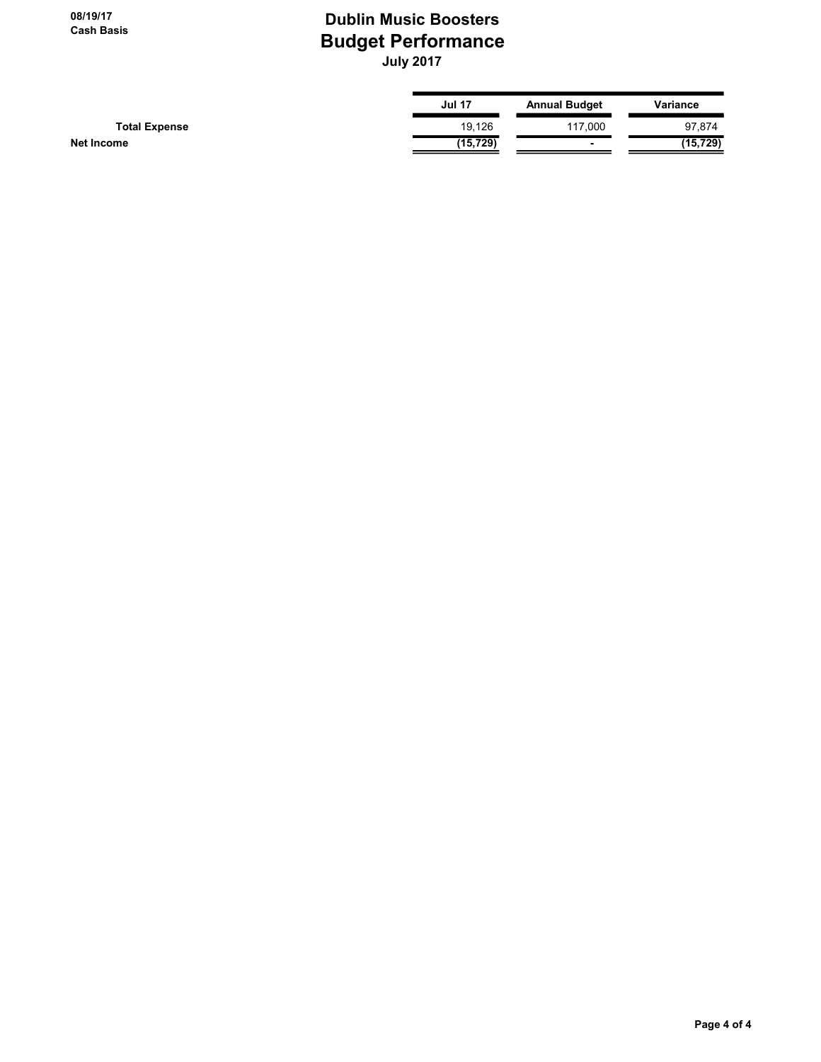08/19/17
Cash Basis

# Dublin Music Boosters
## Budget Performance
### July 2017

| | Jul 17 | Annual Budget | Variance |
|---|---|---|---|
| **Total Expense** | 19,126 | 117,000 | 97,874 |
| **Net Income** | **(15,729)** | **-** | **(15,729)** |